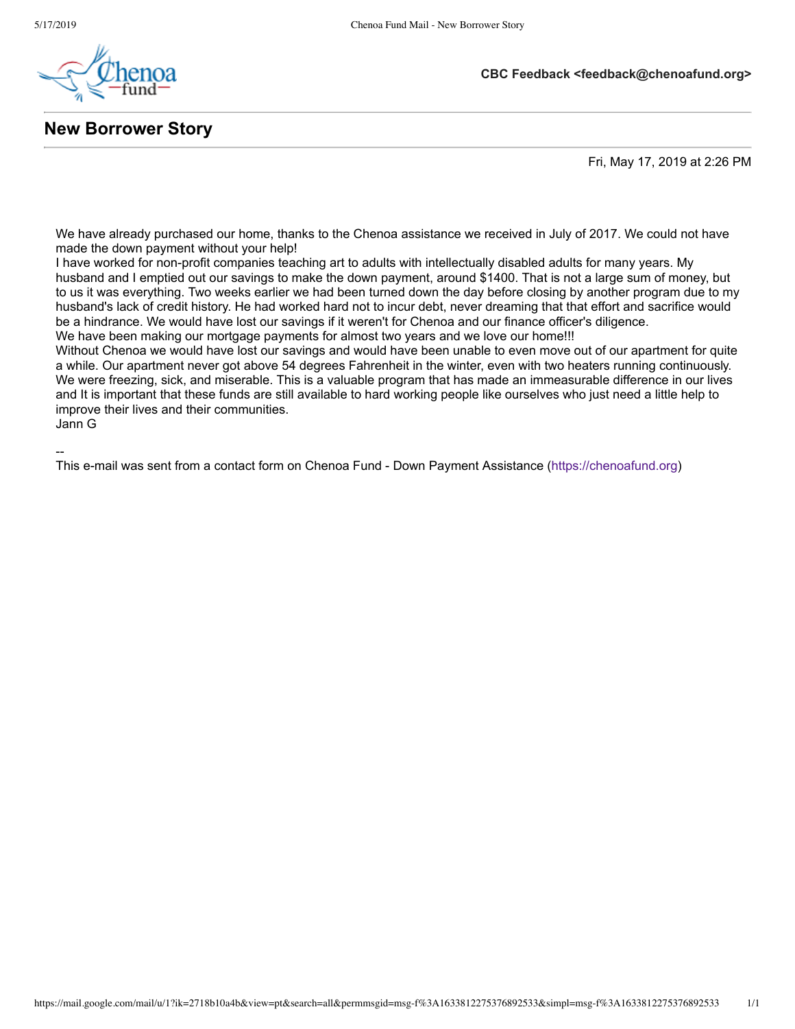**CBC Feedback <feedback@chenoafund.org>**

## New Borrower Story

Fri, May 17, 2019 at 2:26 PM

We have already purchased our home, thanks to the Chenoa assistance we received in July of 2017. We could not have made the down payment without your help!
I have worked for non-profit companies teaching art to adults with intellectually disabled adults for many years. My husband and I emptied out our savings to make the down payment, around $1400. That is not a large sum of money, but to us it was everything. Two weeks earlier we had been turned down the day before closing by another program due to my husband's lack of credit history. He had worked hard not to incur debt, never dreaming that that effort and sacrifice would be a hindrance. We would have lost our savings if it weren't for Chenoa and our finance officer's diligence.
We have been making our mortgage payments for almost two years and we love our home!!!
Without Chenoa we would have lost our savings and would have been unable to even move out of our apartment for quite a while. Our apartment never got above 54 degrees Fahrenheit in the winter, even with two heaters running continuously. We were freezing, sick, and miserable. This is a valuable program that has made an immeasurable difference in our lives and It is important that these funds are still available to hard working people like ourselves who just need a little help to improve their lives and their communities.
Jann G

--
This e-mail was sent from a contact form on Chenoa Fund - Down Payment Assistance (https://chenoafund.org)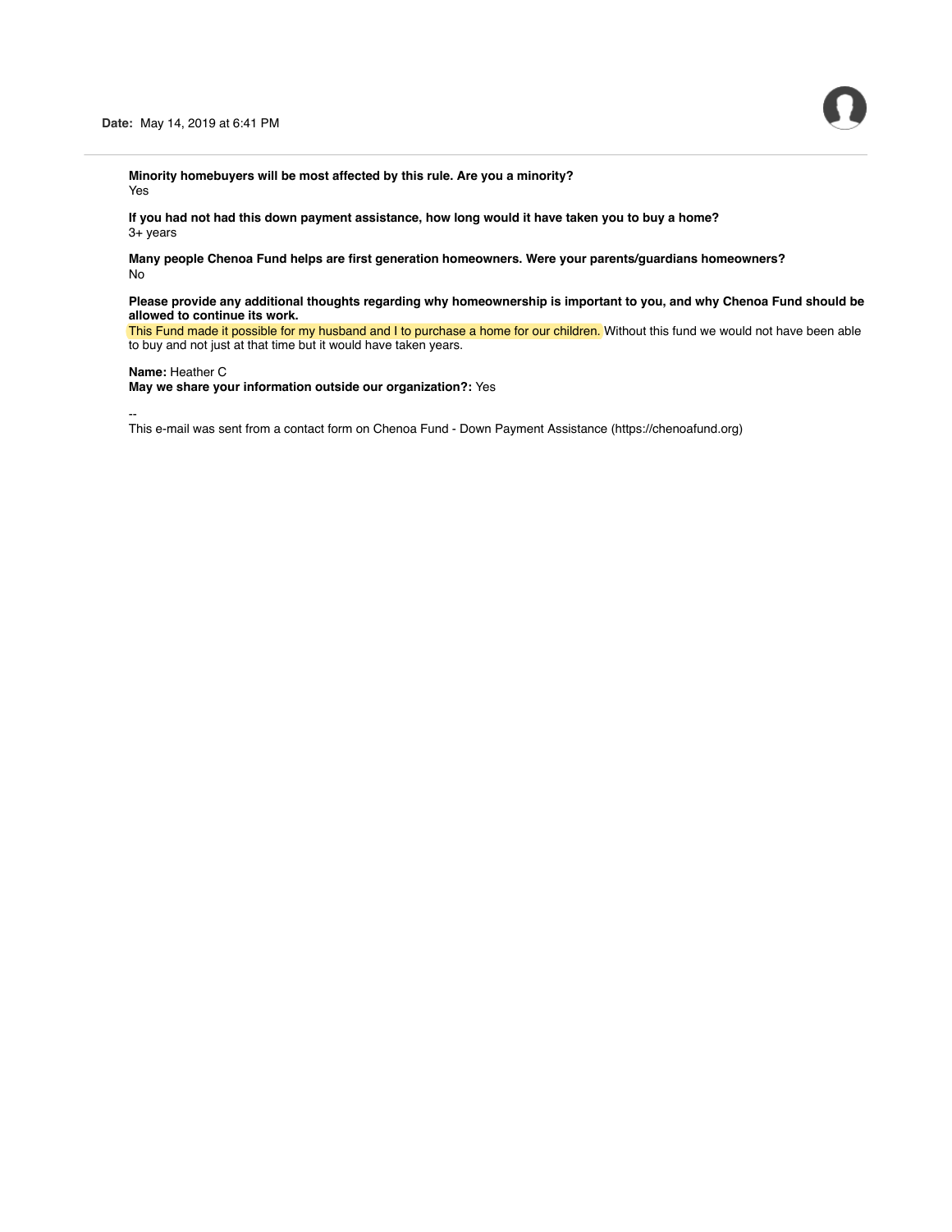**Date:** May 14, 2019 at 6:41 PM

**Minority homebuyers will be most affected by this rule. Are you a minority?**
Yes

**If you had not had this down payment assistance, how long would it have taken you to buy a home?**
3+ years

**Many people Chenoa Fund helps are first generation homeowners. Were your parents/guardians homeowners?**
No

**Please provide any additional thoughts regarding why homeownership is important to you, and why Chenoa Fund should be allowed to continue its work.**
This Fund made it possible for my husband and I to purchase a home for our children. Without this fund we would not have been able to buy and not just at that time but it would have taken years.

**Name:** Heather C
**May we share your information outside our organization?:** Yes

--
This e-mail was sent from a contact form on Chenoa Fund - Down Payment Assistance (https://chenoafund.org)